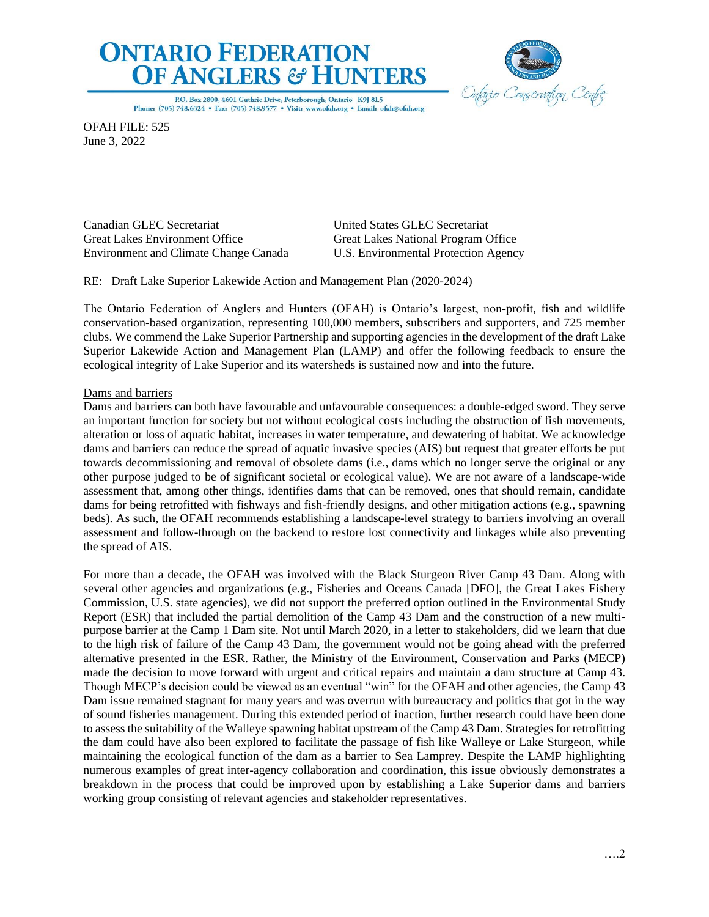# ONTARIO FEDERATION OF ANGLERS & HUNTERS

P.O. Box 2800, 4601 Guthrie Drive, Peterborough, Ontario K9J 8L5
Phone: (705) 748.6324 • Fax: (705) 748.9577 • Visit: www.ofah.org • Email: ofah@ofah.org

Ontario Conservation Centre

OFAH FILE: 525
June 3, 2022

Canadian GLEC Secretariat
Great Lakes Environment Office
Environment and Climate Change Canada

United States GLEC Secretariat
Great Lakes National Program Office
U.S. Environmental Protection Agency

RE: Draft Lake Superior Lakewide Action and Management Plan (2020-2024)

The Ontario Federation of Anglers and Hunters (OFAH) is Ontario's largest, non-profit, fish and wildlife conservation-based organization, representing 100,000 members, subscribers and supporters, and 725 member clubs. We commend the Lake Superior Partnership and supporting agencies in the development of the draft Lake Superior Lakewide Action and Management Plan (LAMP) and offer the following feedback to ensure the ecological integrity of Lake Superior and its watersheds is sustained now and into the future.

<u>Dams and barriers</u>

Dams and barriers can both have favourable and unfavourable consequences: a double-edged sword. They serve an important function for society but not without ecological costs including the obstruction of fish movements, alteration or loss of aquatic habitat, increases in water temperature, and dewatering of habitat. We acknowledge dams and barriers can reduce the spread of aquatic invasive species (AIS) but request that greater efforts be put towards decommissioning and removal of obsolete dams (i.e., dams which no longer serve the original or any other purpose judged to be of significant societal or ecological value). We are not aware of a landscape-wide assessment that, among other things, identifies dams that can be removed, ones that should remain, candidate dams for being retrofitted with fishways and fish-friendly designs, and other mitigation actions (e.g., spawning beds). As such, the OFAH recommends establishing a landscape-level strategy to barriers involving an overall assessment and follow-through on the backend to restore lost connectivity and linkages while also preventing the spread of AIS.

For more than a decade, the OFAH was involved with the Black Sturgeon River Camp 43 Dam. Along with several other agencies and organizations (e.g., Fisheries and Oceans Canada [DFO], the Great Lakes Fishery Commission, U.S. state agencies), we did not support the preferred option outlined in the Environmental Study Report (ESR) that included the partial demolition of the Camp 43 Dam and the construction of a new multi-purpose barrier at the Camp 1 Dam site. Not until March 2020, in a letter to stakeholders, did we learn that due to the high risk of failure of the Camp 43 Dam, the government would not be going ahead with the preferred alternative presented in the ESR. Rather, the Ministry of the Environment, Conservation and Parks (MECP) made the decision to move forward with urgent and critical repairs and maintain a dam structure at Camp 43. Though MECP's decision could be viewed as an eventual "win" for the OFAH and other agencies, the Camp 43 Dam issue remained stagnant for many years and was overrun with bureaucracy and politics that got in the way of sound fisheries management. During this extended period of inaction, further research could have been done to assess the suitability of the Walleye spawning habitat upstream of the Camp 43 Dam. Strategies for retrofitting the dam could have also been explored to facilitate the passage of fish like Walleye or Lake Sturgeon, while maintaining the ecological function of the dam as a barrier to Sea Lamprey. Despite the LAMP highlighting numerous examples of great inter-agency collaboration and coordination, this issue obviously demonstrates a breakdown in the process that could be improved upon by establishing a Lake Superior dams and barriers working group consisting of relevant agencies and stakeholder representatives.

….2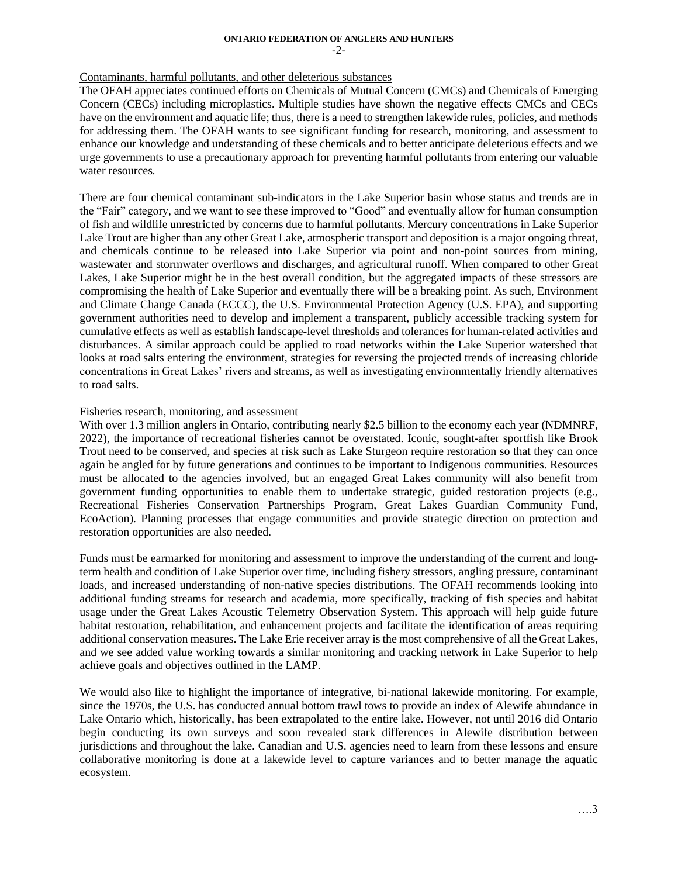Contaminants, harmful pollutants, and other deleterious substances

The OFAH appreciates continued efforts on Chemicals of Mutual Concern (CMCs) and Chemicals of Emerging Concern (CECs) including microplastics. Multiple studies have shown the negative effects CMCs and CECs have on the environment and aquatic life; thus, there is a need to strengthen lakewide rules, policies, and methods for addressing them. The OFAH wants to see significant funding for research, monitoring, and assessment to enhance our knowledge and understanding of these chemicals and to better anticipate deleterious effects and we urge governments to use a precautionary approach for preventing harmful pollutants from entering our valuable water resources.

There are four chemical contaminant sub-indicators in the Lake Superior basin whose status and trends are in the "Fair" category, and we want to see these improved to "Good" and eventually allow for human consumption of fish and wildlife unrestricted by concerns due to harmful pollutants. Mercury concentrations in Lake Superior Lake Trout are higher than any other Great Lake, atmospheric transport and deposition is a major ongoing threat, and chemicals continue to be released into Lake Superior via point and non-point sources from mining, wastewater and stormwater overflows and discharges, and agricultural runoff. When compared to other Great Lakes, Lake Superior might be in the best overall condition, but the aggregated impacts of these stressors are compromising the health of Lake Superior and eventually there will be a breaking point. As such, Environment and Climate Change Canada (ECCC), the U.S. Environmental Protection Agency (U.S. EPA), and supporting government authorities need to develop and implement a transparent, publicly accessible tracking system for cumulative effects as well as establish landscape-level thresholds and tolerances for human-related activities and disturbances. A similar approach could be applied to road networks within the Lake Superior watershed that looks at road salts entering the environment, strategies for reversing the projected trends of increasing chloride concentrations in Great Lakes' rivers and streams, as well as investigating environmentally friendly alternatives to road salts.

Fisheries research, monitoring, and assessment

With over 1.3 million anglers in Ontario, contributing nearly $2.5 billion to the economy each year (NDMNRF, 2022), the importance of recreational fisheries cannot be overstated. Iconic, sought-after sportfish like Brook Trout need to be conserved, and species at risk such as Lake Sturgeon require restoration so that they can once again be angled for by future generations and continues to be important to Indigenous communities. Resources must be allocated to the agencies involved, but an engaged Great Lakes community will also benefit from government funding opportunities to enable them to undertake strategic, guided restoration projects (e.g., Recreational Fisheries Conservation Partnerships Program, Great Lakes Guardian Community Fund, EcoAction). Planning processes that engage communities and provide strategic direction on protection and restoration opportunities are also needed.

Funds must be earmarked for monitoring and assessment to improve the understanding of the current and long-term health and condition of Lake Superior over time, including fishery stressors, angling pressure, contaminant loads, and increased understanding of non-native species distributions. The OFAH recommends looking into additional funding streams for research and academia, more specifically, tracking of fish species and habitat usage under the Great Lakes Acoustic Telemetry Observation System. This approach will help guide future habitat restoration, rehabilitation, and enhancement projects and facilitate the identification of areas requiring additional conservation measures. The Lake Erie receiver array is the most comprehensive of all the Great Lakes, and we see added value working towards a similar monitoring and tracking network in Lake Superior to help achieve goals and objectives outlined in the LAMP.

We would also like to highlight the importance of integrative, bi-national lakewide monitoring. For example, since the 1970s, the U.S. has conducted annual bottom trawl tows to provide an index of Alewife abundance in Lake Ontario which, historically, has been extrapolated to the entire lake. However, not until 2016 did Ontario begin conducting its own surveys and soon revealed stark differences in Alewife distribution between jurisdictions and throughout the lake. Canadian and U.S. agencies need to learn from these lessons and ensure collaborative monitoring is done at a lakewide level to capture variances and to better manage the aquatic ecosystem.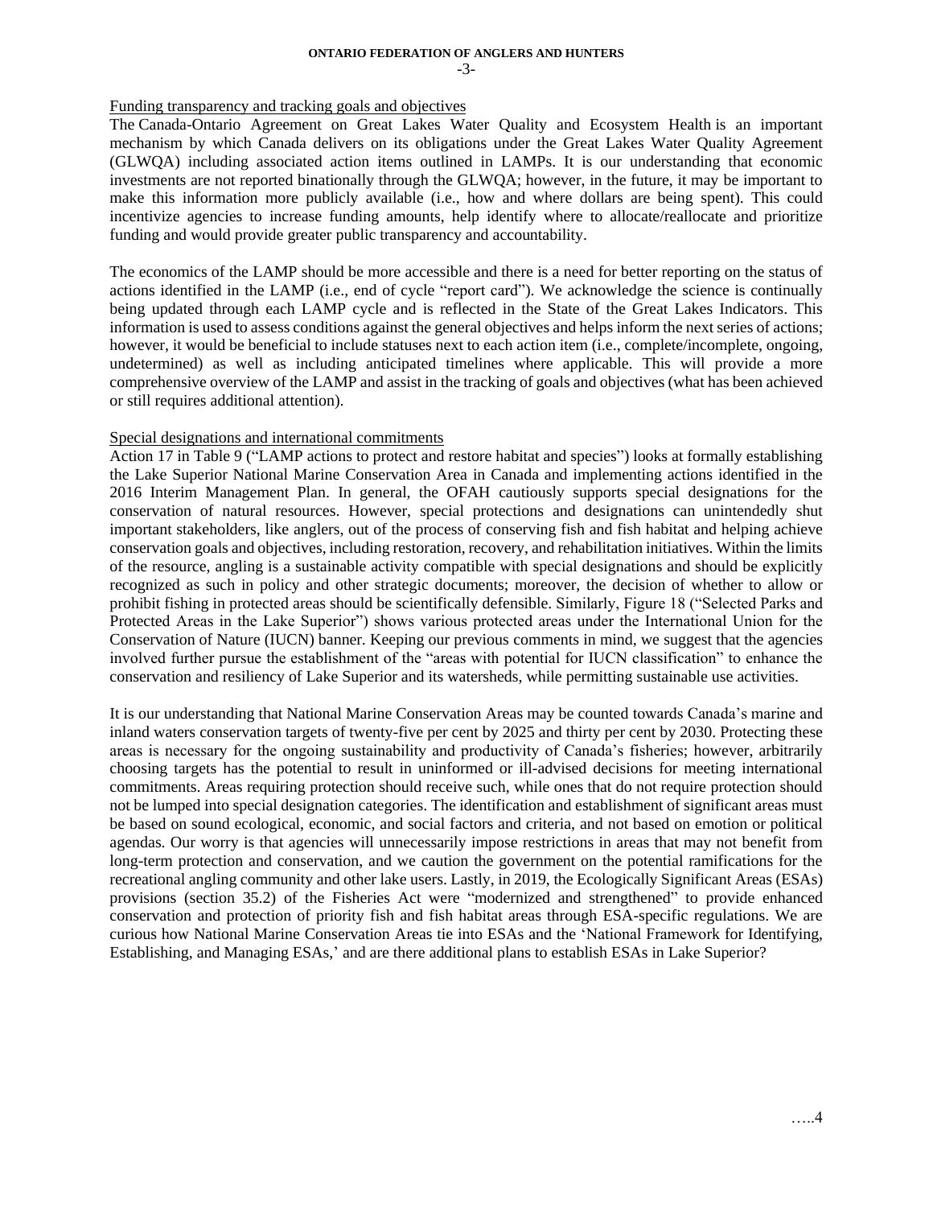Funding transparency and tracking goals and objectives

The Canada-Ontario Agreement on Great Lakes Water Quality and Ecosystem Health is an important mechanism by which Canada delivers on its obligations under the Great Lakes Water Quality Agreement (GLWQA) including associated action items outlined in LAMPs. It is our understanding that economic investments are not reported binationally through the GLWQA; however, in the future, it may be important to make this information more publicly available (i.e., how and where dollars are being spent). This could incentivize agencies to increase funding amounts, help identify where to allocate/reallocate and prioritize funding and would provide greater public transparency and accountability.

The economics of the LAMP should be more accessible and there is a need for better reporting on the status of actions identified in the LAMP (i.e., end of cycle "report card"). We acknowledge the science is continually being updated through each LAMP cycle and is reflected in the State of the Great Lakes Indicators. This information is used to assess conditions against the general objectives and helps inform the next series of actions; however, it would be beneficial to include statuses next to each action item (i.e., complete/incomplete, ongoing, undetermined) as well as including anticipated timelines where applicable. This will provide a more comprehensive overview of the LAMP and assist in the tracking of goals and objectives (what has been achieved or still requires additional attention).

Special designations and international commitments

Action 17 in Table 9 ("LAMP actions to protect and restore habitat and species") looks at formally establishing the Lake Superior National Marine Conservation Area in Canada and implementing actions identified in the 2016 Interim Management Plan. In general, the OFAH cautiously supports special designations for the conservation of natural resources. However, special protections and designations can unintendedly shut important stakeholders, like anglers, out of the process of conserving fish and fish habitat and helping achieve conservation goals and objectives, including restoration, recovery, and rehabilitation initiatives. Within the limits of the resource, angling is a sustainable activity compatible with special designations and should be explicitly recognized as such in policy and other strategic documents; moreover, the decision of whether to allow or prohibit fishing in protected areas should be scientifically defensible. Similarly, Figure 18 ("Selected Parks and Protected Areas in the Lake Superior") shows various protected areas under the International Union for the Conservation of Nature (IUCN) banner. Keeping our previous comments in mind, we suggest that the agencies involved further pursue the establishment of the "areas with potential for IUCN classification" to enhance the conservation and resiliency of Lake Superior and its watersheds, while permitting sustainable use activities.

It is our understanding that National Marine Conservation Areas may be counted towards Canada's marine and inland waters conservation targets of twenty-five per cent by 2025 and thirty per cent by 2030. Protecting these areas is necessary for the ongoing sustainability and productivity of Canada's fisheries; however, arbitrarily choosing targets has the potential to result in uninformed or ill-advised decisions for meeting international commitments. Areas requiring protection should receive such, while ones that do not require protection should not be lumped into special designation categories. The identification and establishment of significant areas must be based on sound ecological, economic, and social factors and criteria, and not based on emotion or political agendas. Our worry is that agencies will unnecessarily impose restrictions in areas that may not benefit from long-term protection and conservation, and we caution the government on the potential ramifications for the recreational angling community and other lake users. Lastly, in 2019, the Ecologically Significant Areas (ESAs) provisions (section 35.2) of the Fisheries Act were "modernized and strengthened" to provide enhanced conservation and protection of priority fish and fish habitat areas through ESA-specific regulations. We are curious how National Marine Conservation Areas tie into ESAs and the 'National Framework for Identifying, Establishing, and Managing ESAs,' and are there additional plans to establish ESAs in Lake Superior?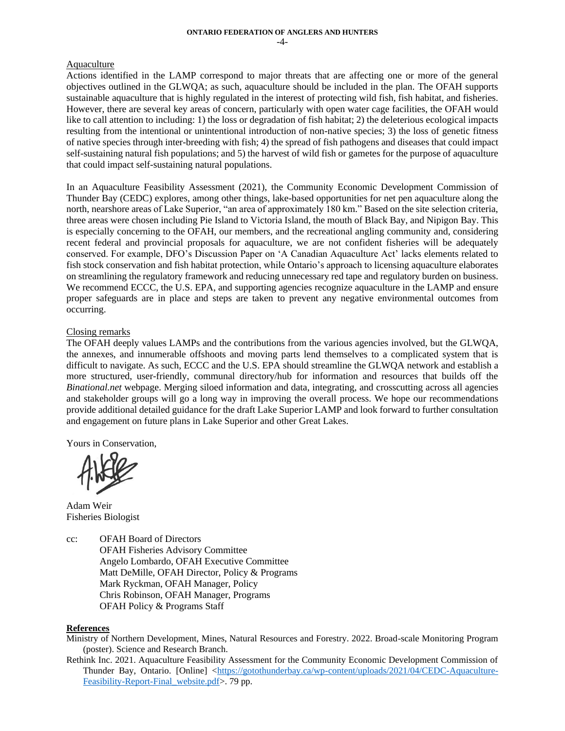Aquaculture

Actions identified in the LAMP correspond to major threats that are affecting one or more of the general objectives outlined in the GLWQA; as such, aquaculture should be included in the plan. The OFAH supports sustainable aquaculture that is highly regulated in the interest of protecting wild fish, fish habitat, and fisheries. However, there are several key areas of concern, particularly with open water cage facilities, the OFAH would like to call attention to including: 1) the loss or degradation of fish habitat; 2) the deleterious ecological impacts resulting from the intentional or unintentional introduction of non-native species; 3) the loss of genetic fitness of native species through inter-breeding with fish; 4) the spread of fish pathogens and diseases that could impact self-sustaining natural fish populations; and 5) the harvest of wild fish or gametes for the purpose of aquaculture that could impact self-sustaining natural populations.

In an Aquaculture Feasibility Assessment (2021), the Community Economic Development Commission of Thunder Bay (CEDC) explores, among other things, lake-based opportunities for net pen aquaculture along the north, nearshore areas of Lake Superior, "an area of approximately 180 km." Based on the site selection criteria, three areas were chosen including Pie Island to Victoria Island, the mouth of Black Bay, and Nipigon Bay. This is especially concerning to the OFAH, our members, and the recreational angling community and, considering recent federal and provincial proposals for aquaculture, we are not confident fisheries will be adequately conserved. For example, DFO's Discussion Paper on 'A Canadian Aquaculture Act' lacks elements related to fish stock conservation and fish habitat protection, while Ontario's approach to licensing aquaculture elaborates on streamlining the regulatory framework and reducing unnecessary red tape and regulatory burden on business. We recommend ECCC, the U.S. EPA, and supporting agencies recognize aquaculture in the LAMP and ensure proper safeguards are in place and steps are taken to prevent any negative environmental outcomes from occurring.

Closing remarks

The OFAH deeply values LAMPs and the contributions from the various agencies involved, but the GLWQA, the annexes, and innumerable offshoots and moving parts lend themselves to a complicated system that is difficult to navigate. As such, ECCC and the U.S. EPA should streamline the GLWQA network and establish a more structured, user-friendly, communal directory/hub for information and resources that builds off the *Binational.net* webpage. Merging siloed information and data, integrating, and crosscutting across all agencies and stakeholder groups will go a long way in improving the overall process. We hope our recommendations provide additional detailed guidance for the draft Lake Superior LAMP and look forward to further consultation and engagement on future plans in Lake Superior and other Great Lakes.

Yours in Conservation,

Adam Weir
Fisheries Biologist

cc: OFAH Board of Directors
OFAH Fisheries Advisory Committee
Angelo Lombardo, OFAH Executive Committee
Matt DeMille, OFAH Director, Policy & Programs
Mark Ryckman, OFAH Manager, Policy
Chris Robinson, OFAH Manager, Programs
OFAH Policy & Programs Staff

**References**

Ministry of Northern Development, Mines, Natural Resources and Forestry. 2022. Broad-scale Monitoring Program (poster). Science and Research Branch.

Rethink Inc. 2021. Aquaculture Feasibility Assessment for the Community Economic Development Commission of Thunder Bay, Ontario. [Online] <https://gotothunderbay.ca/wp-content/uploads/2021/04/CEDC-Aquaculture-Feasibility-Report-Final_website.pdf>. 79 pp.